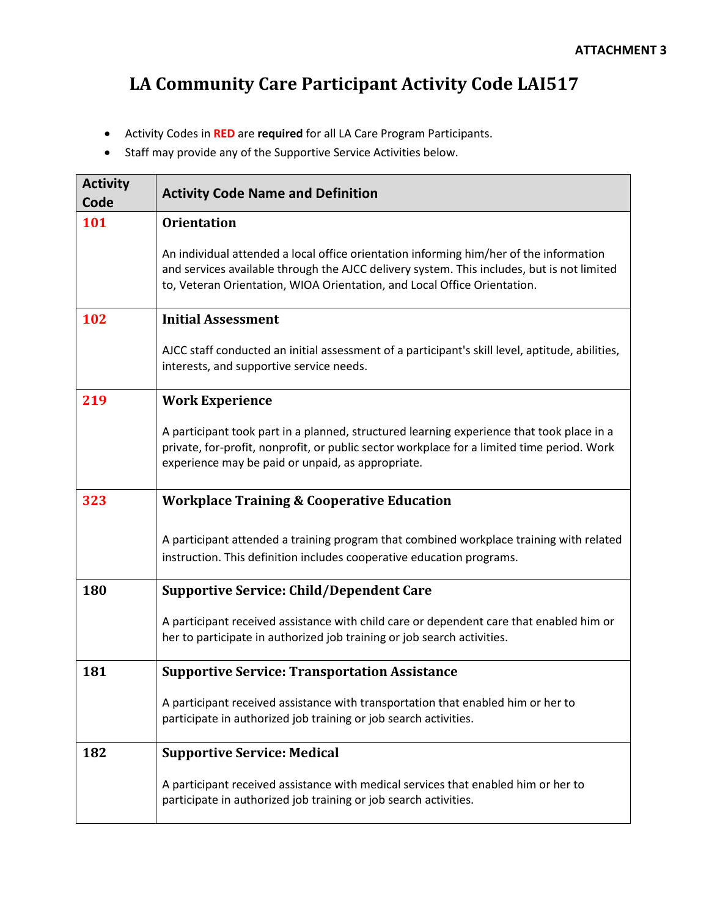**ATTACHMENT 3**

# LA Community Care Participant Activity Code LAI517

- Activity Codes in **RED** are **required** for all LA Care Program Participants.
- Staff may provide any of the Supportive Service Activities below.

| Activity Code | Activity Code Name and Definition |
|---|---|
| 101 | **Orientation**<br><br>An individual attended a local office orientation informing him/her of the information and services available through the AJCC delivery system. This includes, but is not limited to, Veteran Orientation, WIOA Orientation, and Local Office Orientation. |
| 102 | **Initial Assessment**<br><br>AJCC staff conducted an initial assessment of a participant's skill level, aptitude, abilities, interests, and supportive service needs. |
| 219 | **Work Experience**<br><br>A participant took part in a planned, structured learning experience that took place in a private, for-profit, nonprofit, or public sector workplace for a limited time period. Work experience may be paid or unpaid, as appropriate. |
| 323 | **Workplace Training & Cooperative Education**<br><br>A participant attended a training program that combined workplace training with related instruction. This definition includes cooperative education programs. |
| 180 | **Supportive Service: Child/Dependent Care**<br><br>A participant received assistance with child care or dependent care that enabled him or her to participate in authorized job training or job search activities. |
| 181 | **Supportive Service: Transportation Assistance**<br><br>A participant received assistance with transportation that enabled him or her to participate in authorized job training or job search activities. |
| 182 | **Supportive Service: Medical**<br><br>A participant received assistance with medical services that enabled him or her to participate in authorized job training or job search activities. |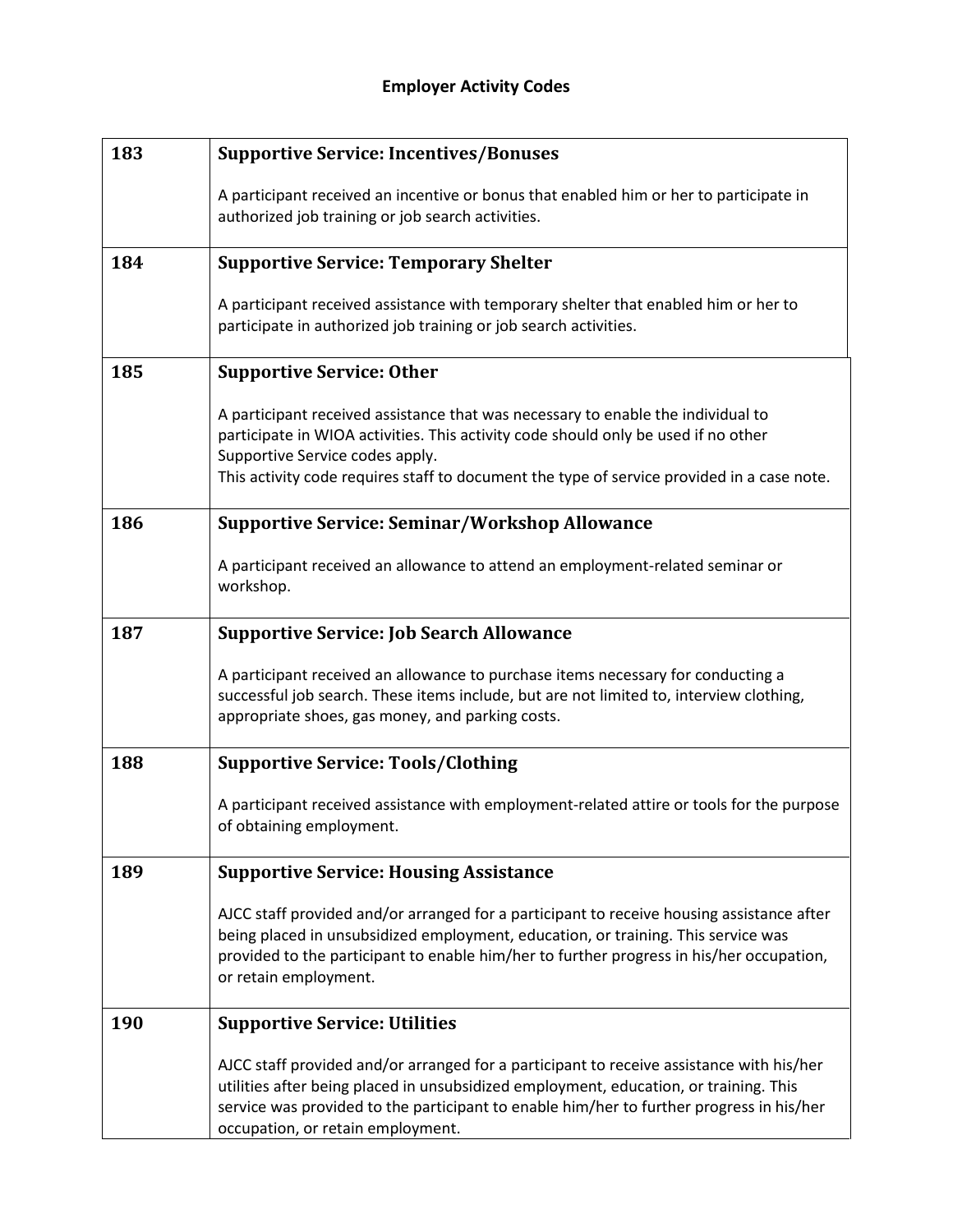## Employer Activity Codes

| Code | Description |
|---|---|
| **183** | **Supportive Service: Incentives/Bonuses**<br><br>A participant received an incentive or bonus that enabled him or her to participate in authorized job training or job search activities. |
| **184** | **Supportive Service: Temporary Shelter**<br><br>A participant received assistance with temporary shelter that enabled him or her to participate in authorized job training or job search activities. |
| **185** | **Supportive Service: Other**<br><br>A participant received assistance that was necessary to enable the individual to participate in WIOA activities. This activity code should only be used if no other Supportive Service codes apply.<br>This activity code requires staff to document the type of service provided in a case note. |
| **186** | **Supportive Service: Seminar/Workshop Allowance**<br><br>A participant received an allowance to attend an employment-related seminar or workshop. |
| **187** | **Supportive Service: Job Search Allowance**<br><br>A participant received an allowance to purchase items necessary for conducting a successful job search. These items include, but are not limited to, interview clothing, appropriate shoes, gas money, and parking costs. |
| **188** | **Supportive Service: Tools/Clothing**<br><br>A participant received assistance with employment-related attire or tools for the purpose of obtaining employment. |
| **189** | **Supportive Service: Housing Assistance**<br><br>AJCC staff provided and/or arranged for a participant to receive housing assistance after being placed in unsubsidized employment, education, or training. This service was provided to the participant to enable him/her to further progress in his/her occupation, or retain employment. |
| **190** | **Supportive Service: Utilities**<br><br>AJCC staff provided and/or arranged for a participant to receive assistance with his/her utilities after being placed in unsubsidized employment, education, or training. This service was provided to the participant to enable him/her to further progress in his/her occupation, or retain employment. |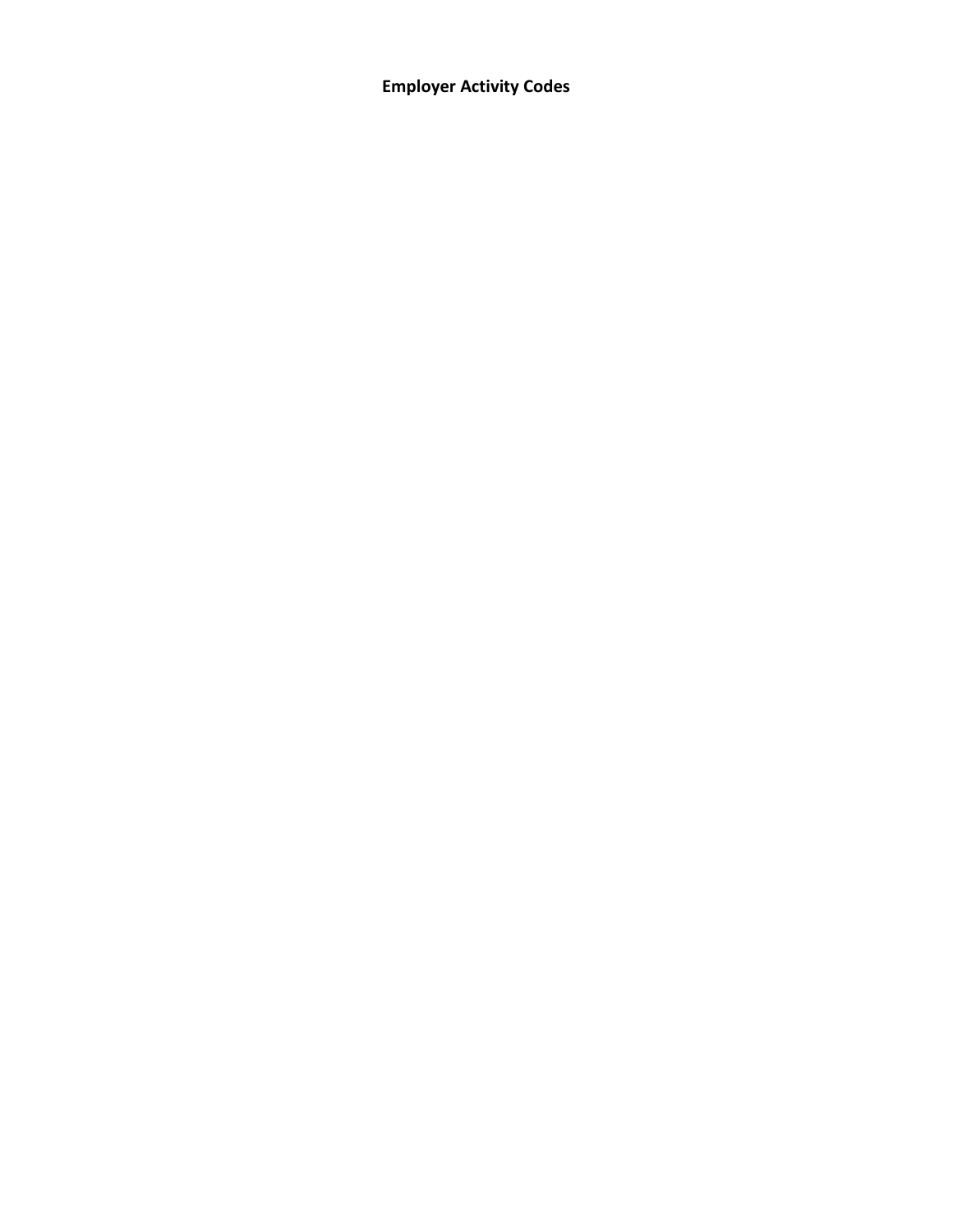## Employer Activity Codes